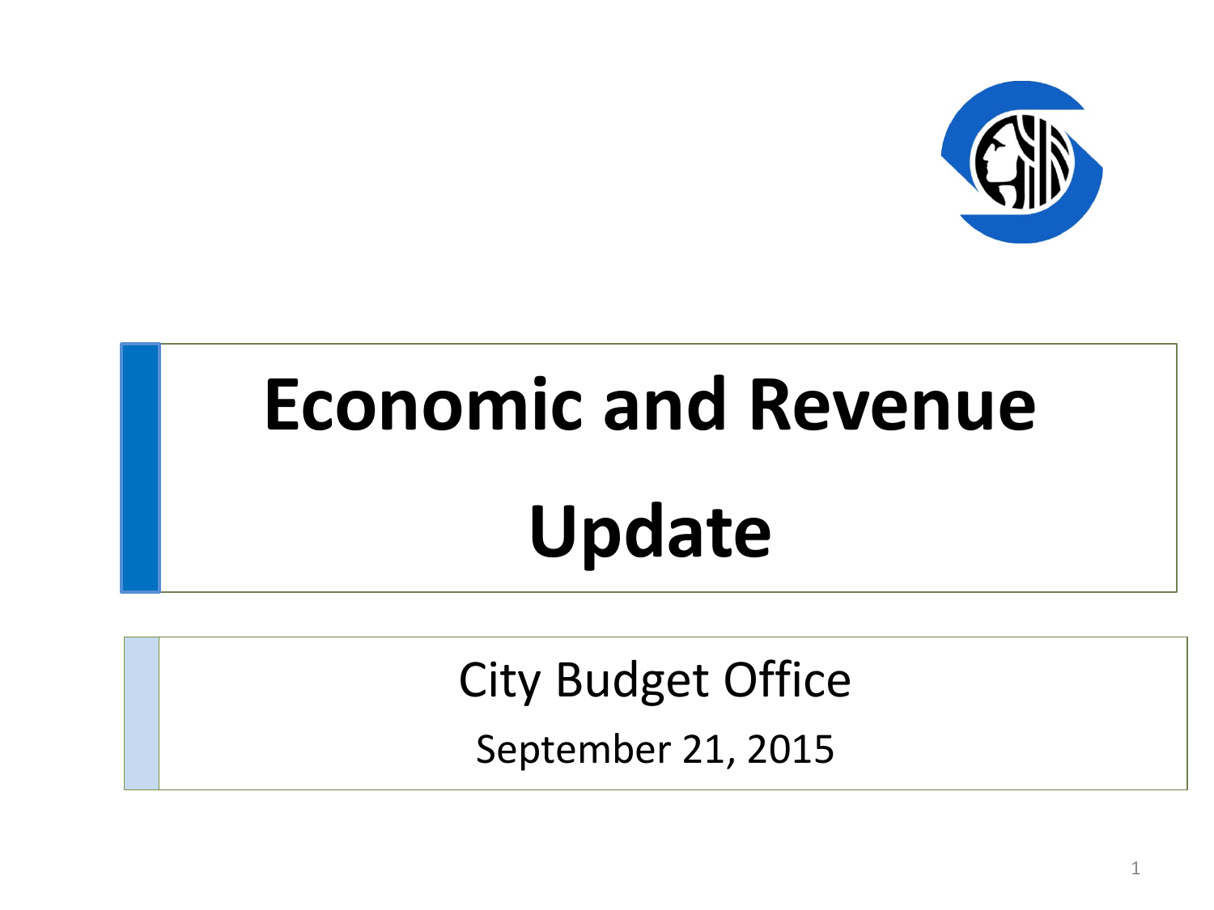# Economic and Revenue Update

City Budget Office

September 21, 2015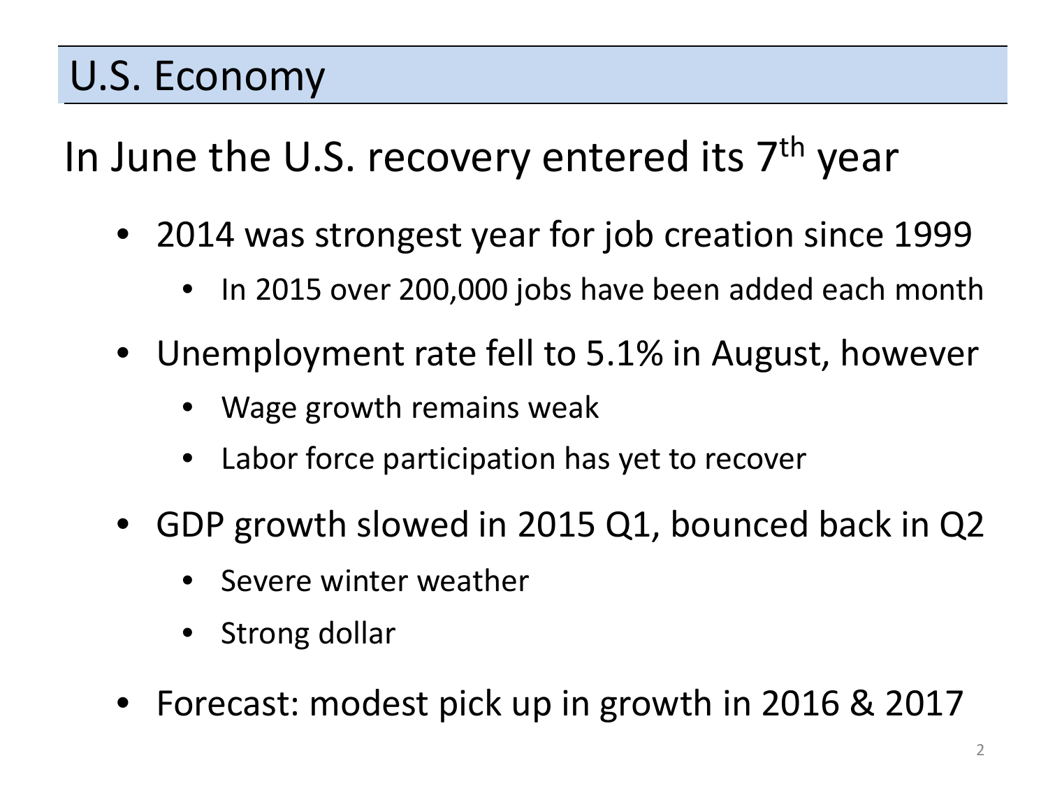# U.S. Economy

## In June the U.S. recovery entered its 7th year

- 2014 was strongest year for job creation since 1999
  - In 2015 over 200,000 jobs have been added each month
- Unemployment rate fell to 5.1% in August, however
  - Wage growth remains weak
  - Labor force participation has yet to recover
- GDP growth slowed in 2015 Q1, bounced back in Q2
  - Severe winter weather
  - Strong dollar
- Forecast: modest pick up in growth in 2016 & 2017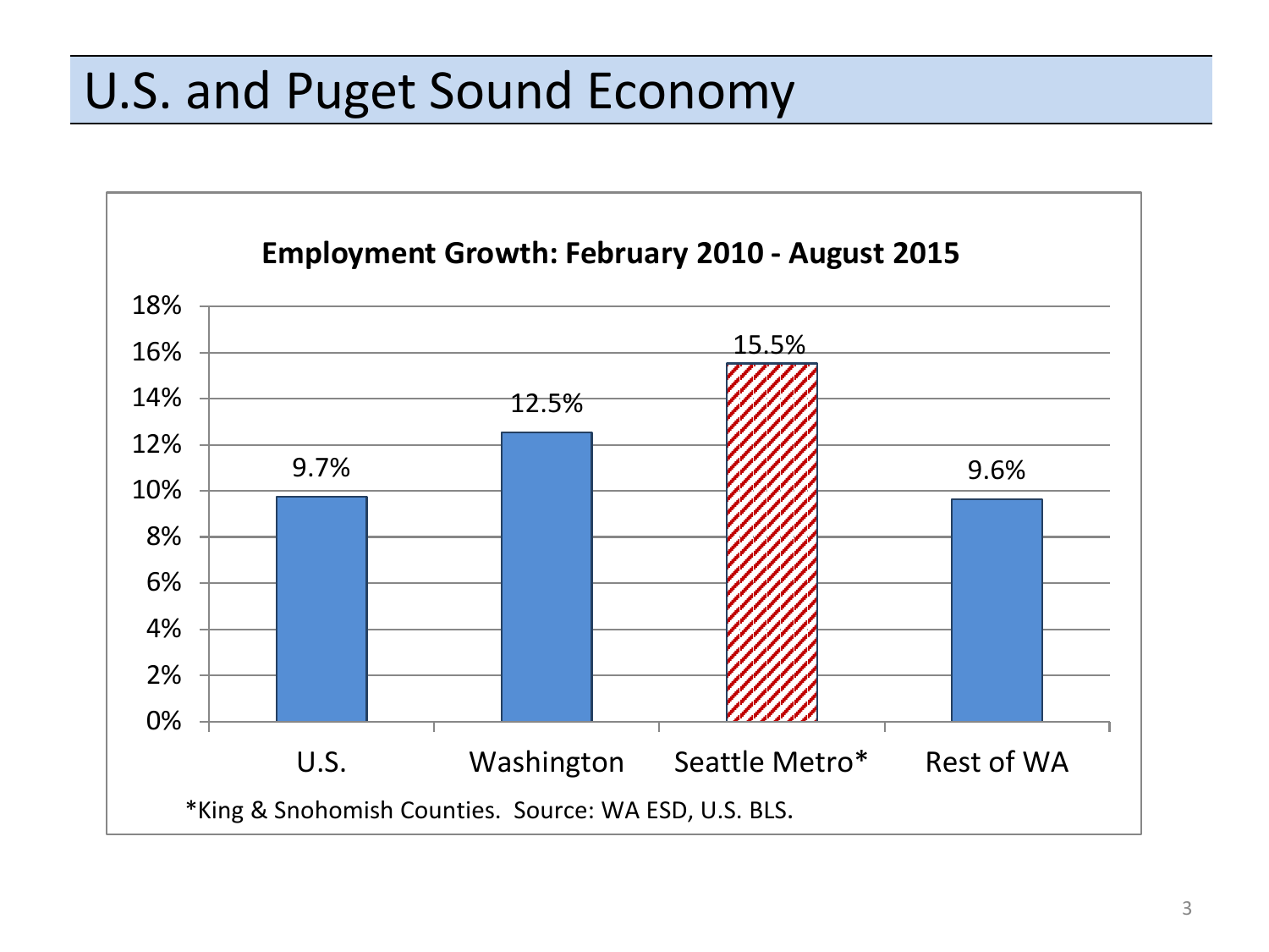# U.S. and Puget Sound Economy

**Employment Growth: February 2010 - August 2015**

| Region | Employment Growth |
| --- | --- |
| U.S. | 9.7% |
| Washington | 12.5% |
| Seattle Metro* | 15.5% |
| Rest of WA | 9.6% |

*King & Snohomish Counties. Source: WA ESD, U.S. BLS.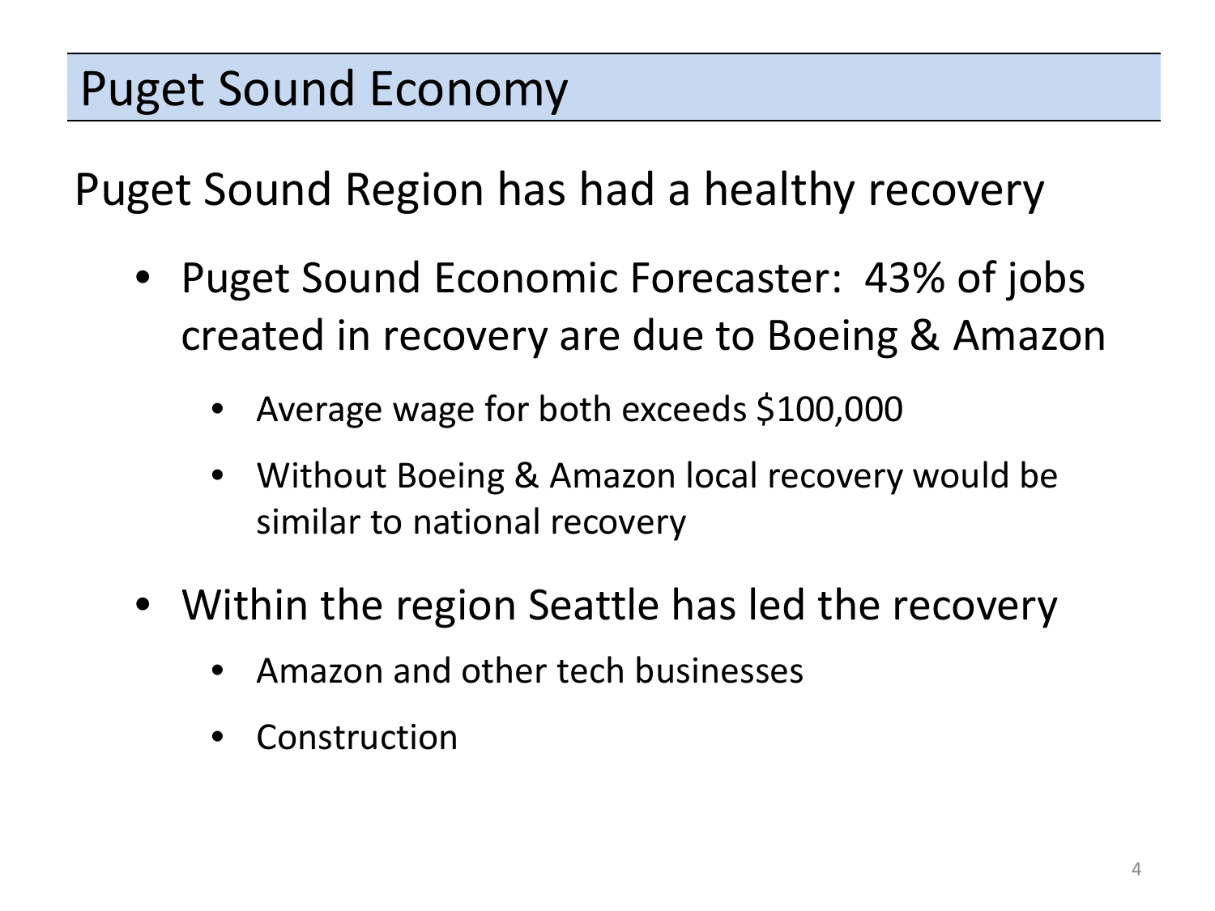# Puget Sound Economy

Puget Sound Region has had a healthy recovery

- Puget Sound Economic Forecaster: 43% of jobs created in recovery are due to Boeing & Amazon
  - Average wage for both exceeds $100,000
  - Without Boeing & Amazon local recovery would be similar to national recovery
- Within the region Seattle has led the recovery
  - Amazon and other tech businesses
  - Construction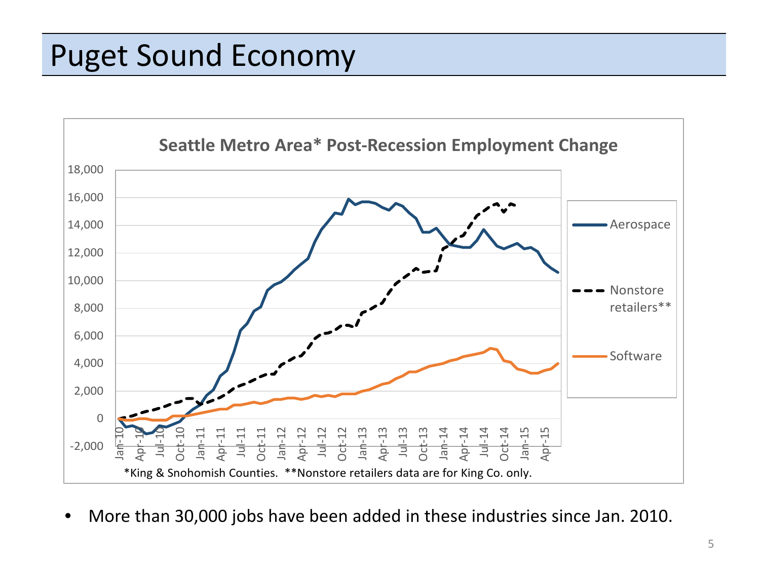# Puget Sound Economy

**Seattle Metro Area* Post-Recession Employment Change**

*King & Snohomish Counties. **Nonstore retailers data are for King Co. only.

- More than 30,000 jobs have been added in these industries since Jan. 2010.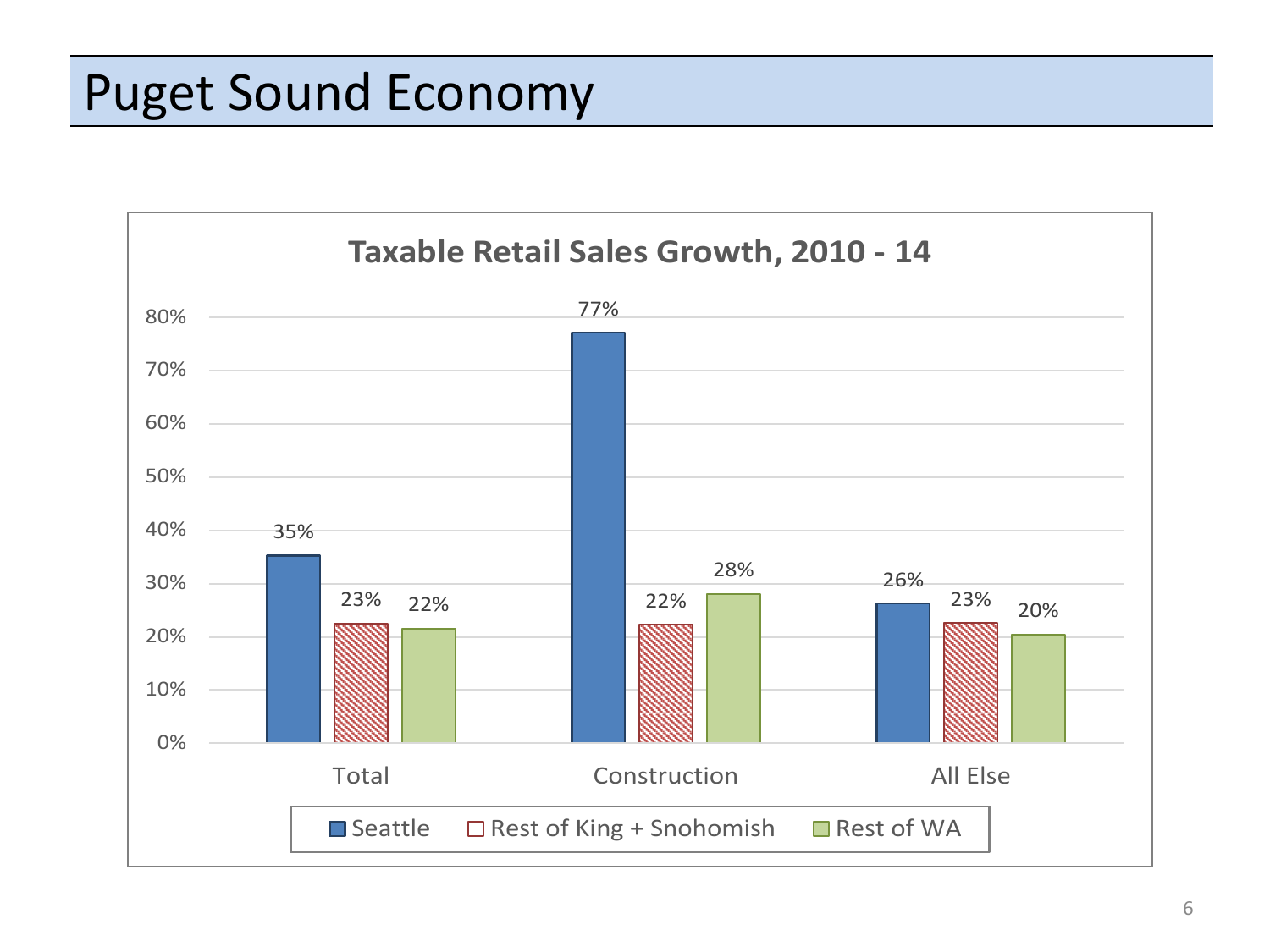# Puget Sound Economy

**Taxable Retail Sales Growth, 2010 - 14**

| | Seattle | Rest of King + Snohomish | Rest of WA |
|---|---|---|---|
| Total | 35% | 23% | 22% |
| Construction | 77% | 22% | 28% |
| All Else | 26% | 23% | 20% |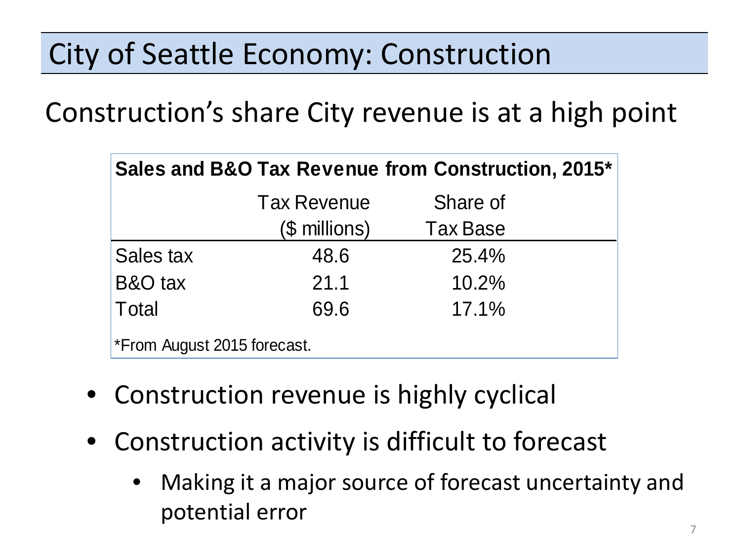# City of Seattle Economy: Construction

## Construction's share City revenue is at a high point

**Sales and B&O Tax Revenue from Construction, 2015***

| | Tax Revenue ($ millions) | Share of Tax Base |
|---|---|---|
| Sales tax | 48.6 | 25.4% |
| B&O tax | 21.1 | 10.2% |
| Total | 69.6 | 17.1% |

*From August 2015 forecast.

- Construction revenue is highly cyclical
- Construction activity is difficult to forecast
  - Making it a major source of forecast uncertainty and potential error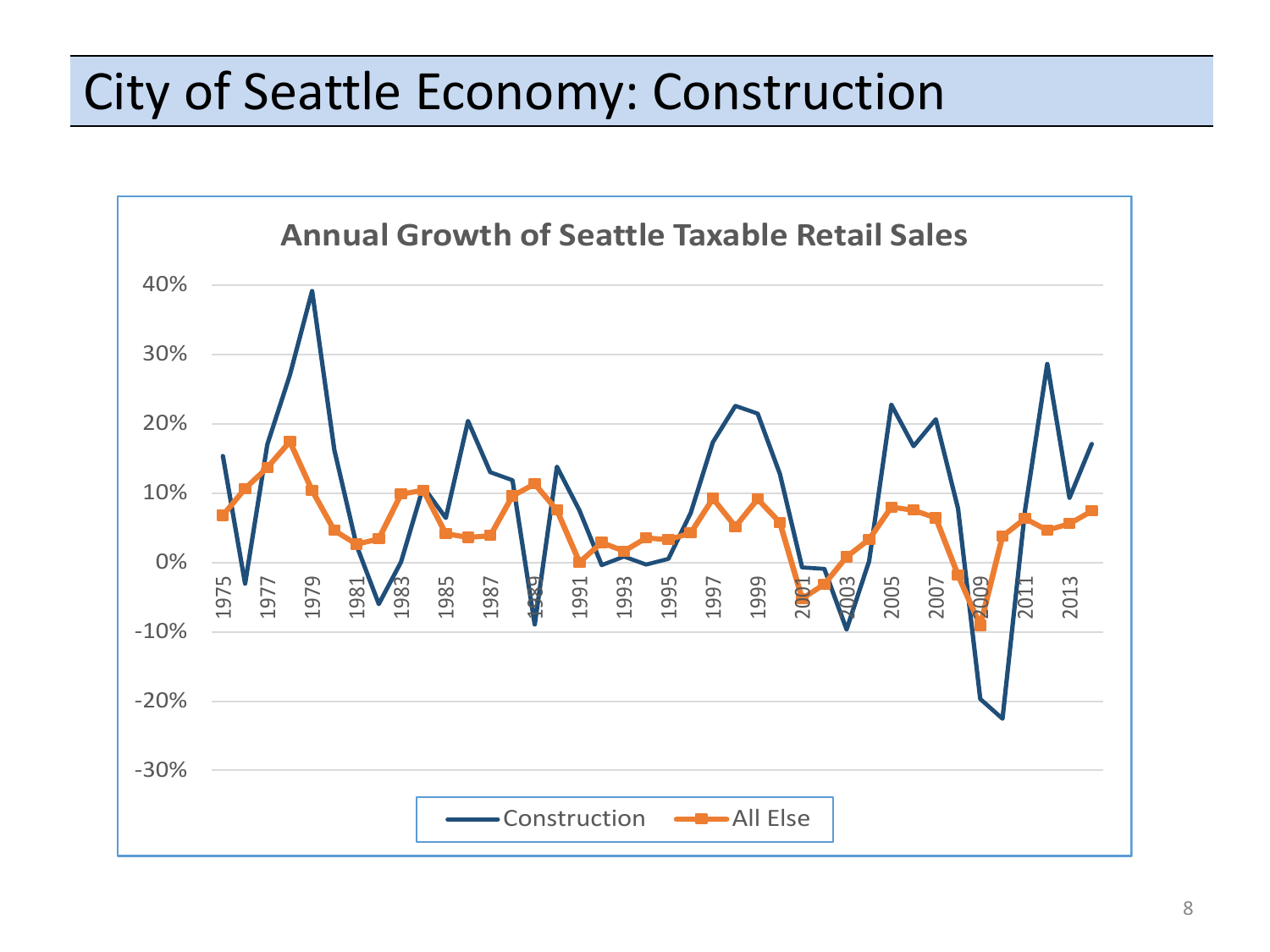# City of Seattle Economy: Construction

**Annual Growth of Seattle Taxable Retail Sales**

40%
30%
20%
10%
0%
-10%
-20%
-30%

1975 1977 1979 1981 1983 1985 1987 1989 1991 1993 1995 1997 1999 2001 2003 2005 2007 2009 2011 2013

Construction | All Else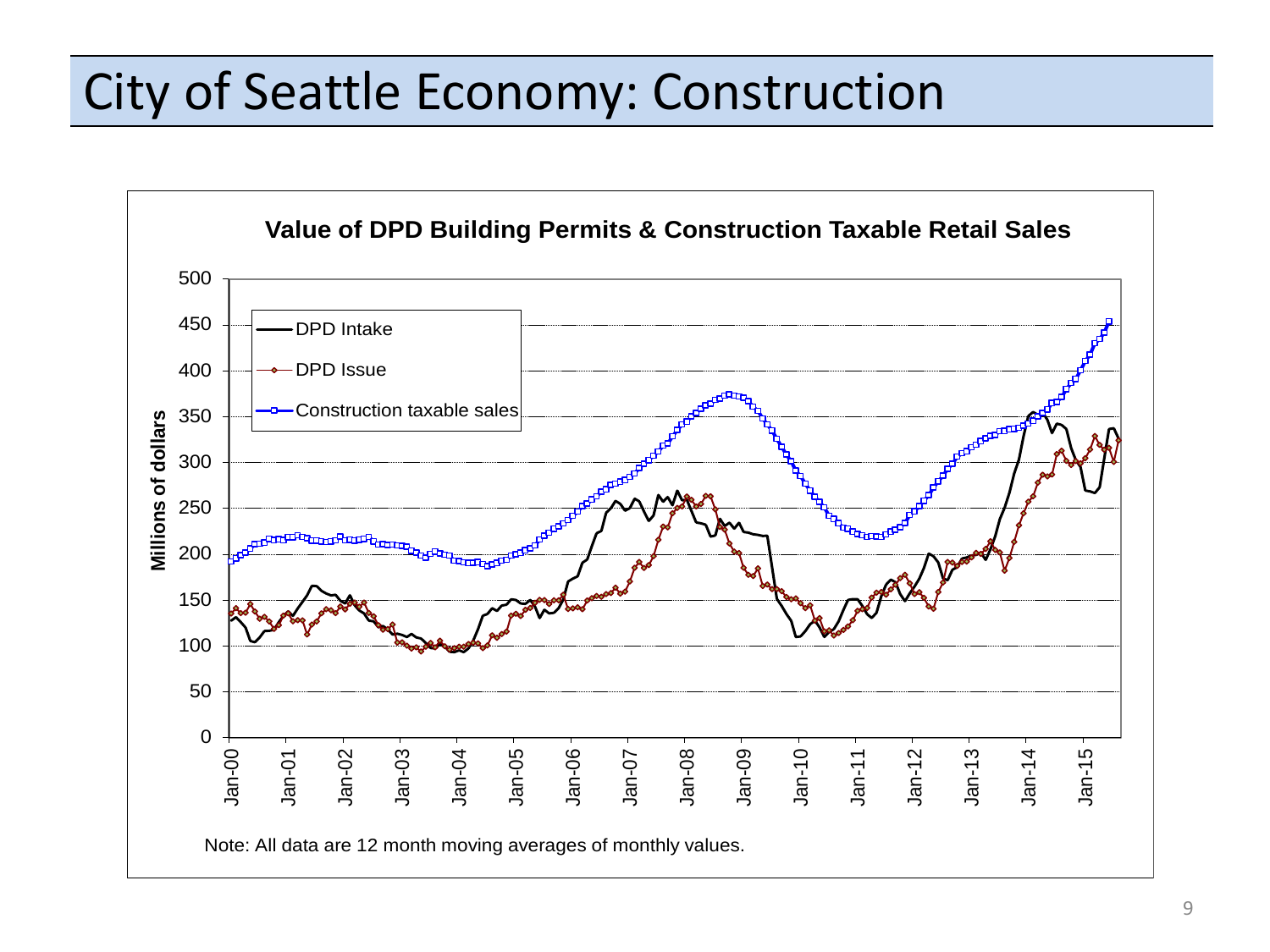# City of Seattle Economy: Construction

**Value of DPD Building Permits & Construction Taxable Retail Sales**

Millions of dollars

- DPD Intake
- DPD Issue
- Construction taxable sales

Note: All data are 12 month moving averages of monthly values.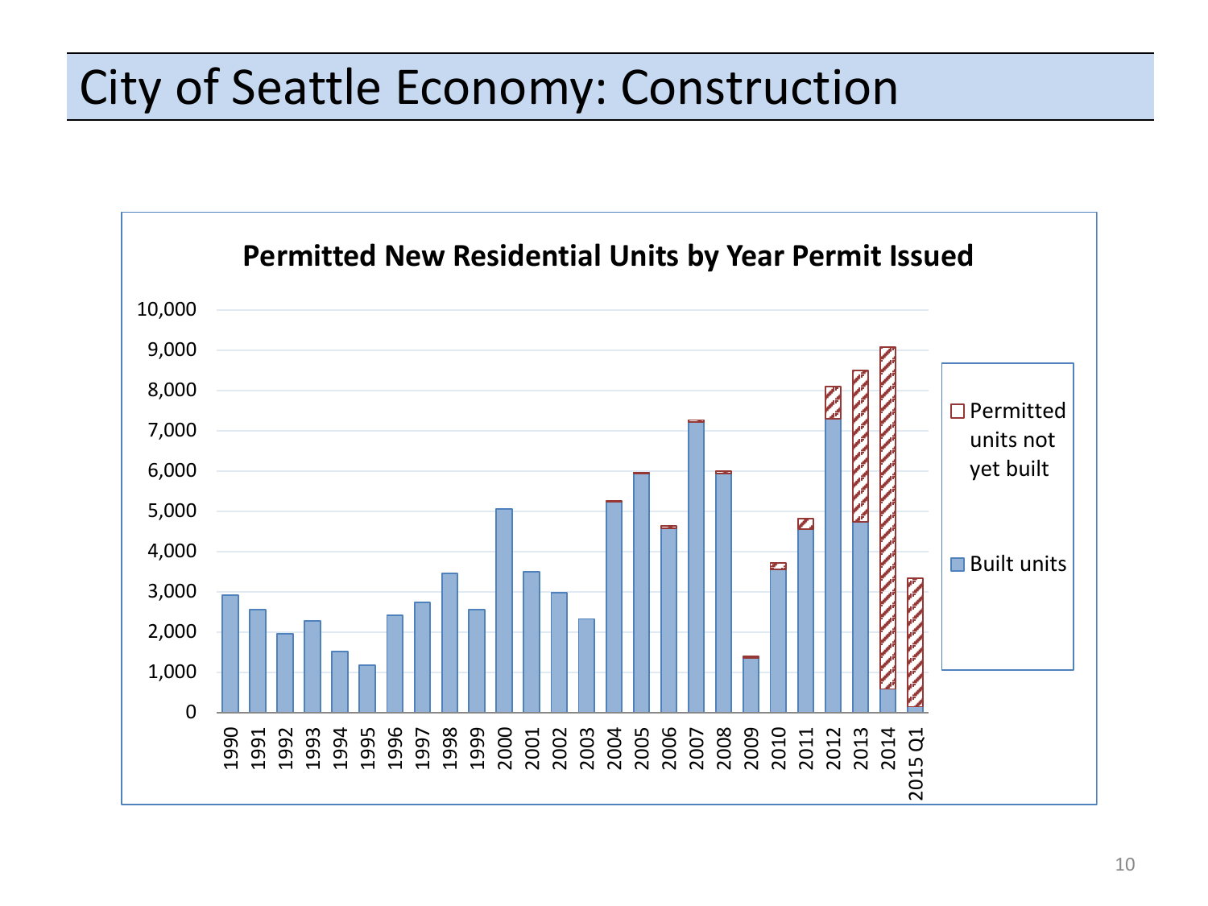# City of Seattle Economy: Construction

**Permitted New Residential Units by Year Permit Issued**

Legend: Permitted units not yet built; Built units

Y-axis: 0 – 10,000

X-axis: 1990, 1991, 1992, 1993, 1994, 1995, 1996, 1997, 1998, 1999, 2000, 2001, 2002, 2003, 2004, 2005, 2006, 2007, 2008, 2009, 2010, 2011, 2012, 2013, 2014, 2015 Q1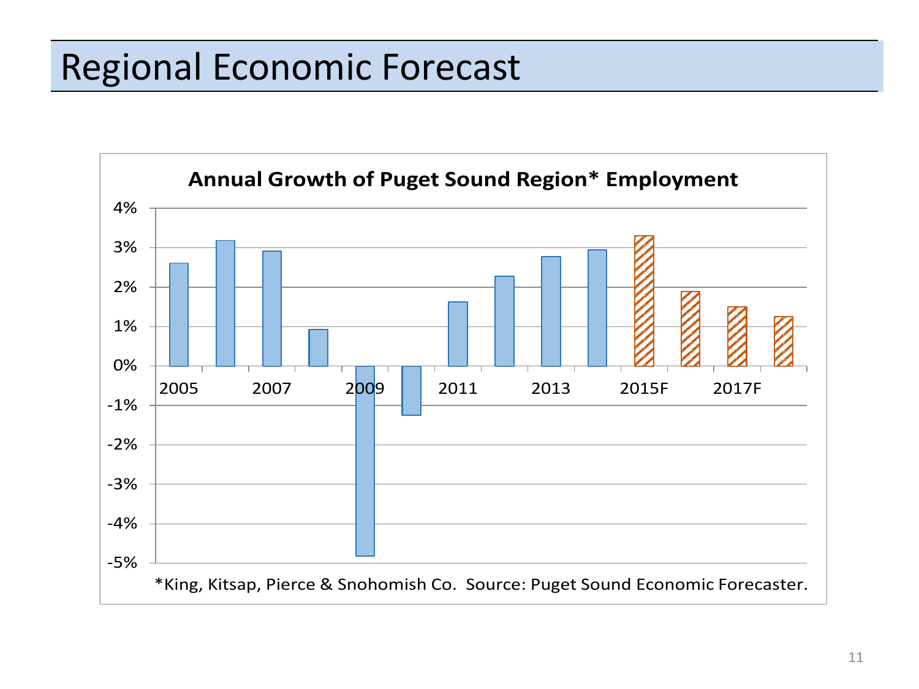# Regional Economic Forecast

**Annual Growth of Puget Sound Region* Employment**

*King, Kitsap, Pierce & Snohomish Co. Source: Puget Sound Economic Forecaster.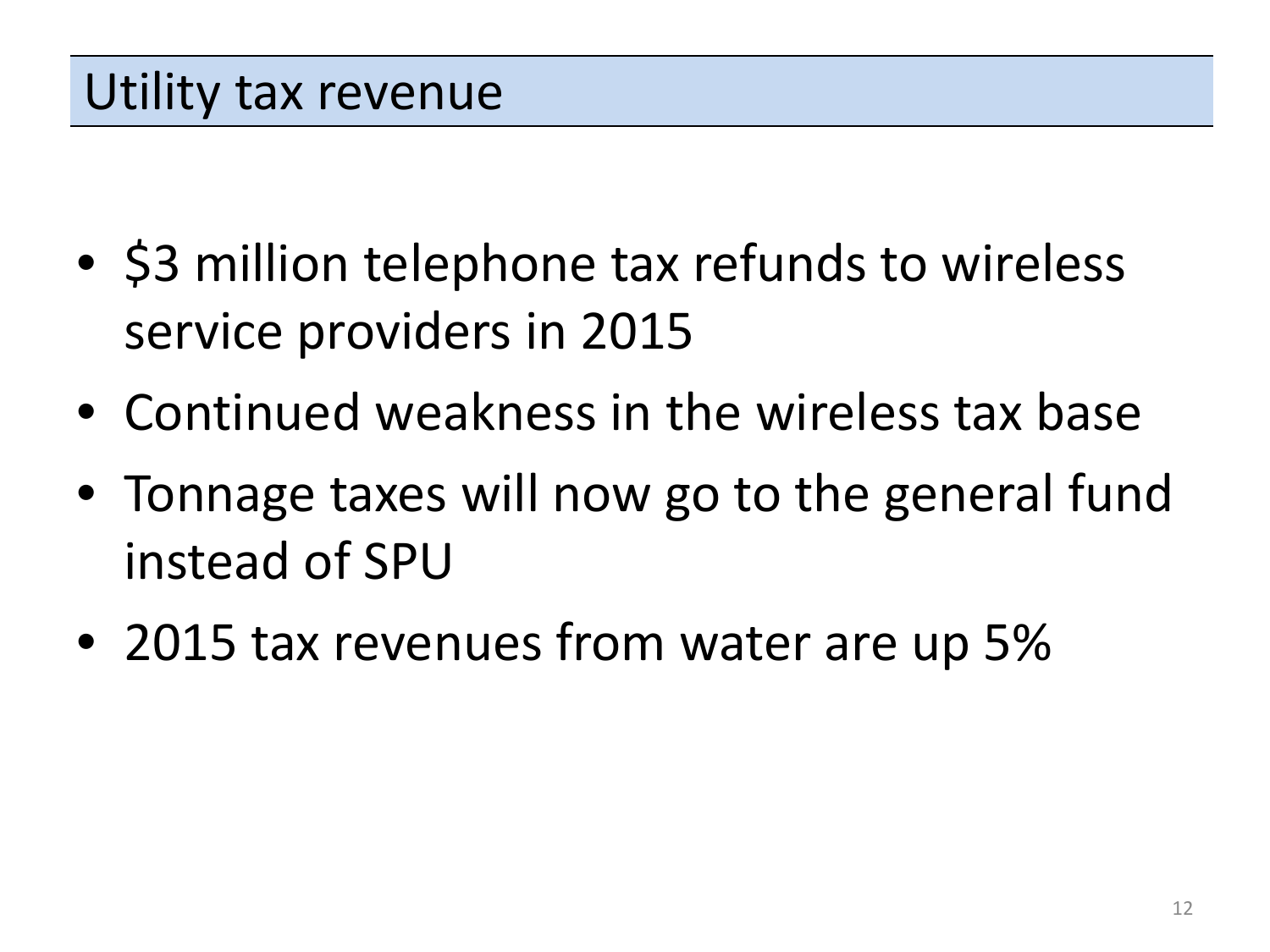## Utility tax revenue

- $3 million telephone tax refunds to wireless service providers in 2015
- Continued weakness in the wireless tax base
- Tonnage taxes will now go to the general fund instead of SPU
- 2015 tax revenues from water are up 5%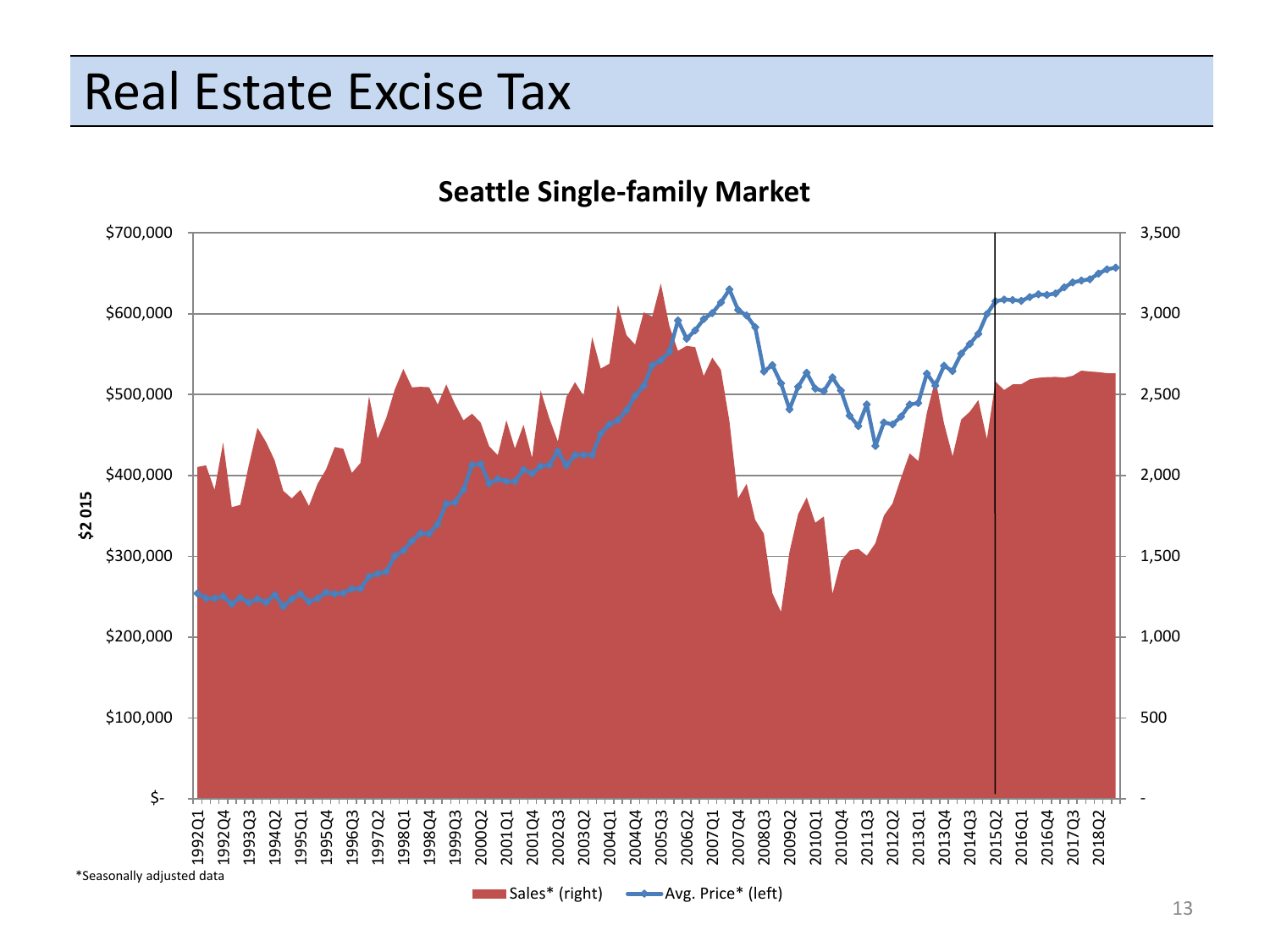# Real Estate Excise Tax

**Seattle Single-family Market**

*Seasonally adjusted data

Sales* (right) — Avg. Price* (left)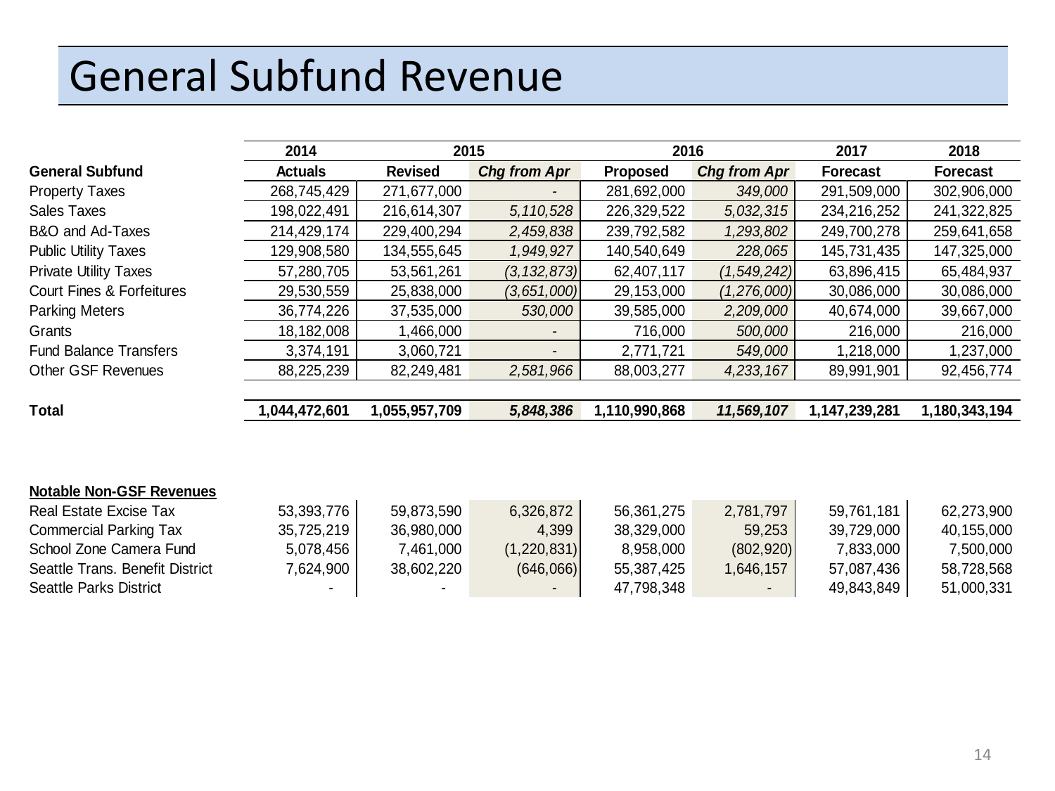# General Subfund Revenue

| | 2014 | 2015 | | 2016 | | 2017 | 2018 |
|---|---|---|---|---|---|---|---|
| **General Subfund** | **Actuals** | **Revised** | ***Chg from Apr*** | **Proposed** | ***Chg from Apr*** | **Forecast** | **Forecast** |
| Property Taxes | 268,745,429 | 271,677,000 | - | 281,692,000 | *349,000* | 291,509,000 | 302,906,000 |
| Sales Taxes | 198,022,491 | 216,614,307 | *5,110,528* | 226,329,522 | *5,032,315* | 234,216,252 | 241,322,825 |
| B&O and Ad-Taxes | 214,429,174 | 229,400,294 | *2,459,838* | 239,792,582 | *1,293,802* | 249,700,278 | 259,641,658 |
| Public Utility Taxes | 129,908,580 | 134,555,645 | *1,949,927* | 140,540,649 | *228,065* | 145,731,435 | 147,325,000 |
| Private Utility Taxes | 57,280,705 | 53,561,261 | *(3,132,873)* | 62,407,117 | *(1,549,242)* | 63,896,415 | 65,484,937 |
| Court Fines & Forfeitures | 29,530,559 | 25,838,000 | *(3,651,000)* | 29,153,000 | *(1,276,000)* | 30,086,000 | 30,086,000 |
| Parking Meters | 36,774,226 | 37,535,000 | *530,000* | 39,585,000 | *2,209,000* | 40,674,000 | 39,667,000 |
| Grants | 18,182,008 | 1,466,000 | - | 716,000 | *500,000* | 216,000 | 216,000 |
| Fund Balance Transfers | 3,374,191 | 3,060,721 | - | 2,771,721 | *549,000* | 1,218,000 | 1,237,000 |
| Other GSF Revenues | 88,225,239 | 82,249,481 | *2,581,966* | 88,003,277 | *4,233,167* | 89,991,901 | 92,456,774 |
| **Total** | **1,044,472,601** | **1,055,957,709** | ***5,848,386*** | **1,110,990,868** | ***11,569,107*** | **1,147,239,281** | **1,180,343,194** |

| **Notable Non-GSF Revenues** | | | | | | | |
|---|---|---|---|---|---|---|---|
| Real Estate Excise Tax | 53,393,776 | 59,873,590 | 6,326,872 | 56,361,275 | 2,781,797 | 59,761,181 | 62,273,900 |
| Commercial Parking Tax | 35,725,219 | 36,980,000 | 4,399 | 38,329,000 | 59,253 | 39,729,000 | 40,155,000 |
| School Zone Camera Fund | 5,078,456 | 7,461,000 | (1,220,831) | 8,958,000 | (802,920) | 7,833,000 | 7,500,000 |
| Seattle Trans. Benefit District | 7,624,900 | 38,602,220 | (646,066) | 55,387,425 | 1,646,157 | 57,087,436 | 58,728,568 |
| Seattle Parks District | - | - | - | 47,798,348 | - | 49,843,849 | 51,000,331 |